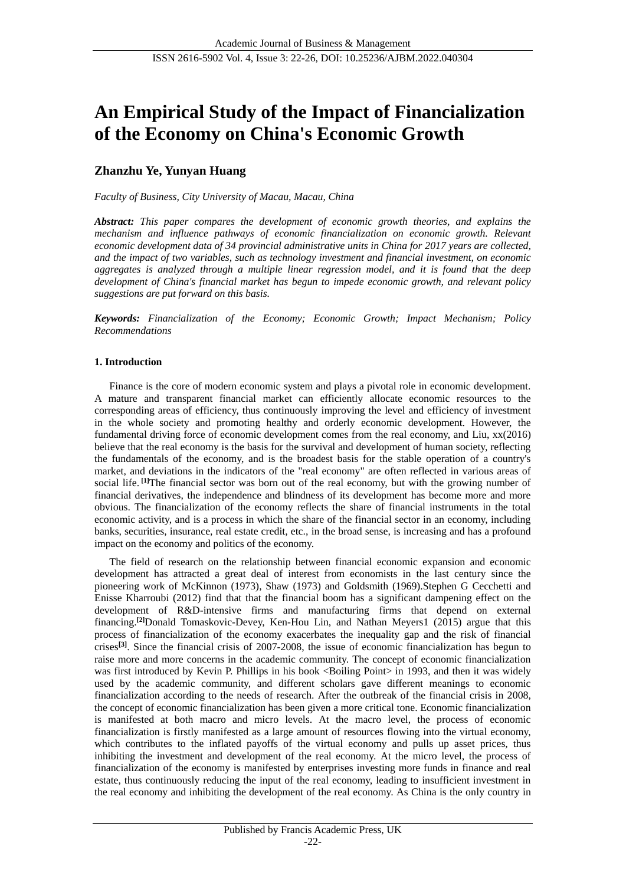# An Empirical Study of the Impact of Financialization of the Economy on China's Economic Growth

**Zhanzhu Ye, Yunyan Huang**

*Faculty of Business, City University of Macau, Macau, China*

***Abstract:*** *This paper compares the development of economic growth theories, and explains the mechanism and influence pathways of economic financialization on economic growth. Relevant economic development data of 34 provincial administrative units in China for 2017 years are collected, and the impact of two variables, such as technology investment and financial investment, on economic aggregates is analyzed through a multiple linear regression model, and it is found that the deep development of China's financial market has begun to impede economic growth, and relevant policy suggestions are put forward on this basis.*

***Keywords:*** *Financialization of the Economy; Economic Growth; Impact Mechanism; Policy Recommendations*

### 1. Introduction

Finance is the core of modern economic system and plays a pivotal role in economic development. A mature and transparent financial market can efficiently allocate economic resources to the corresponding areas of efficiency, thus continuously improving the level and efficiency of investment in the whole society and promoting healthy and orderly economic development. However, the fundamental driving force of economic development comes from the real economy, and Liu, xx(2016) believe that the real economy is the basis for the survival and development of human society, reflecting the fundamentals of the economy, and is the broadest basis for the stable operation of a country's market, and deviations in the indicators of the "real economy" are often reflected in various areas of social life. [1]The financial sector was born out of the real economy, but with the growing number of financial derivatives, the independence and blindness of its development has become more and more obvious. The financialization of the economy reflects the share of financial instruments in the total economic activity, and is a process in which the share of the financial sector in an economy, including banks, securities, insurance, real estate credit, etc., in the broad sense, is increasing and has a profound impact on the economy and politics of the economy.

The field of research on the relationship between financial economic expansion and economic development has attracted a great deal of interest from economists in the last century since the pioneering work of McKinnon (1973), Shaw (1973) and Goldsmith (1969).Stephen G Cecchetti and Enisse Kharroubi (2012) find that that the financial boom has a significant dampening effect on the development of R&D-intensive firms and manufacturing firms that depend on external financing.[2]Donald Tomaskovic-Devey, Ken-Hou Lin, and Nathan Meyers1 (2015) argue that this process of financialization of the economy exacerbates the inequality gap and the risk of financial crises[3]. Since the financial crisis of 2007-2008, the issue of economic financialization has begun to raise more and more concerns in the academic community. The concept of economic financialization was first introduced by Kevin P. Phillips in his book <Boiling Point> in 1993, and then it was widely used by the academic community, and different scholars gave different meanings to economic financialization according to the needs of research. After the outbreak of the financial crisis in 2008, the concept of economic financialization has been given a more critical tone. Economic financialization is manifested at both macro and micro levels. At the macro level, the process of economic financialization is firstly manifested as a large amount of resources flowing into the virtual economy, which contributes to the inflated payoffs of the virtual economy and pulls up asset prices, thus inhibiting the investment and development of the real economy. At the micro level, the process of financialization of the economy is manifested by enterprises investing more funds in finance and real estate, thus continuously reducing the input of the real economy, leading to insufficient investment in the real economy and inhibiting the development of the real economy. As China is the only country in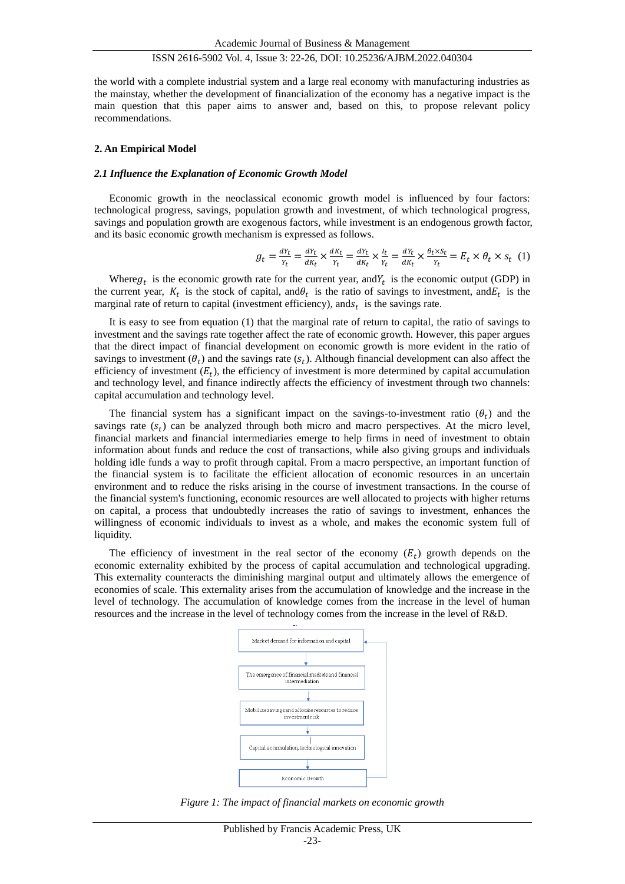the world with a complete industrial system and a large real economy with manufacturing industries as the mainstay, whether the development of financialization of the economy has a negative impact is the main question that this paper aims to answer and, based on this, to propose relevant policy recommendations.

## 2. An Empirical Model

### *2.1 Influence the Explanation of Economic Growth Model*

Economic growth in the neoclassical economic growth model is influenced by four factors: technological progress, savings, population growth and investment, of which technological progress, savings and population growth are exogenous factors, while investment is an endogenous growth factor, and its basic economic growth mechanism is expressed as follows.

$$g_t = \frac{dY_t}{Y_t} = \frac{dY_t}{dK_t} \times \frac{dK_t}{Y_t} = \frac{dY_t}{dK_t} \times \frac{I_t}{Y_t} = \frac{dY_t}{dK_t} \times \frac{\theta_t \times S_t}{Y_t} = E_t \times \theta_t \times s_t \quad (1)$$

Where $g_t$ is the economic growth rate for the current year, and $Y_t$ is the economic output (GDP) in the current year, $K_t$ is the stock of capital, and $\theta_t$ is the ratio of savings to investment, and $E_t$ is the marginal rate of return to capital (investment efficiency), and $s_t$ is the savings rate.

It is easy to see from equation (1) that the marginal rate of return to capital, the ratio of savings to investment and the savings rate together affect the rate of economic growth. However, this paper argues that the direct impact of financial development on economic growth is more evident in the ratio of savings to investment ($\theta_t$) and the savings rate ($s_t$). Although financial development can also affect the efficiency of investment ($E_t$), the efficiency of investment is more determined by capital accumulation and technology level, and finance indirectly affects the efficiency of investment through two channels: capital accumulation and technology level.

The financial system has a significant impact on the savings-to-investment ratio ($\theta_t$) and the savings rate ($s_t$) can be analyzed through both micro and macro perspectives. At the micro level, financial markets and financial intermediaries emerge to help firms in need of investment to obtain information about funds and reduce the cost of transactions, while also giving groups and individuals holding idle funds a way to profit through capital. From a macro perspective, an important function of the financial system is to facilitate the efficient allocation of economic resources in an uncertain environment and to reduce the risks arising in the course of investment transactions. In the course of the financial system's functioning, economic resources are well allocated to projects with higher returns on capital, a process that undoubtedly increases the ratio of savings to investment, enhances the willingness of economic individuals to invest as a whole, and makes the economic system full of liquidity.

The efficiency of investment in the real sector of the economy ($E_t$) growth depends on the economic externality exhibited by the process of capital accumulation and technological upgrading. This externality counteracts the diminishing marginal output and ultimately allows the emergence of economies of scale. This externality arises from the accumulation of knowledge and the increase in the level of technology. The accumulation of knowledge comes from the increase in the level of human resources and the increase in the level of technology comes from the increase in the level of R&D.

Market demand for information and capital

The emergence of financial markets and financial intermediation

Mobilize savings and allocate resources to reduce investment risk

Capital accumulation, technological innovation

Economic Growth

*Figure 1: The impact of financial markets on economic growth*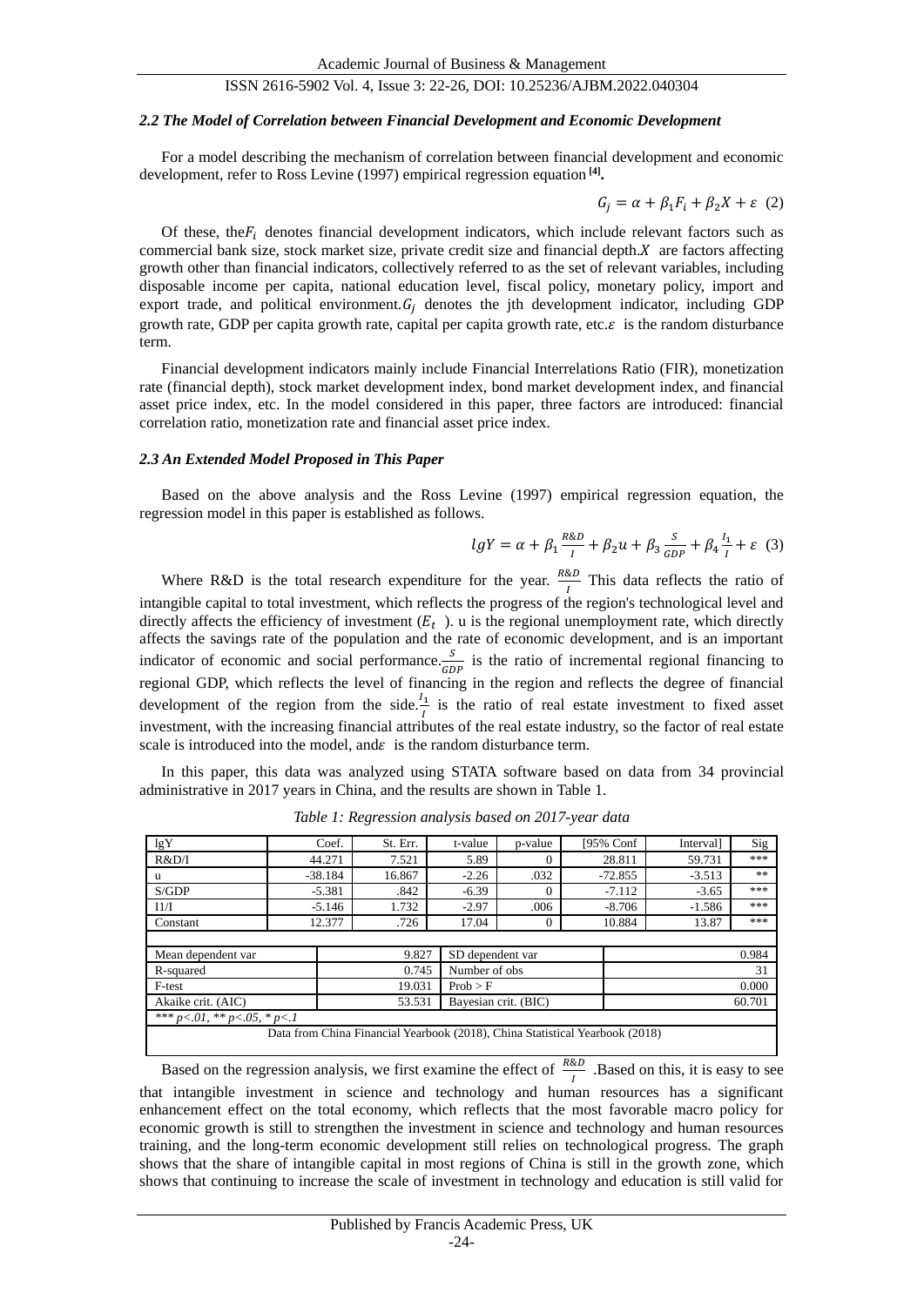### *2.2 The Model of Correlation between Financial Development and Economic Development*

For a model describing the mechanism of correlation between financial development and economic development, refer to Ross Levine (1997) empirical regression equation [4].

$$G_j = \alpha + \beta_1 F_i + \beta_2 X + \varepsilon \quad (2)$$

Of these, the $F_i$ denotes financial development indicators, which include relevant factors such as commercial bank size, stock market size, private credit size and financial depth. $X$ are factors affecting growth other than financial indicators, collectively referred to as the set of relevant variables, including disposable income per capita, national education level, fiscal policy, monetary policy, import and export trade, and political environment. $G_j$ denotes the jth development indicator, including GDP growth rate, GDP per capita growth rate, capital per capita growth rate, etc. $\varepsilon$ is the random disturbance term.

Financial development indicators mainly include Financial Interrelations Ratio (FIR), monetization rate (financial depth), stock market development index, bond market development index, and financial asset price index, etc. In the model considered in this paper, three factors are introduced: financial correlation ratio, monetization rate and financial asset price index.

### *2.3 An Extended Model Proposed in This Paper*

Based on the above analysis and the Ross Levine (1997) empirical regression equation, the regression model in this paper is established as follows.

$$lgY = \alpha + \beta_1 \frac{R\&D}{I} + \beta_2 u + \beta_3 \frac{S}{GDP} + \beta_4 \frac{I_1}{I} + \varepsilon \quad (3)$$

Where R&D is the total research expenditure for the year. $\frac{R\&D}{I}$ This data reflects the ratio of intangible capital to total investment, which reflects the progress of the region's technological level and directly affects the efficiency of investment ($E_t$). u is the regional unemployment rate, which directly affects the savings rate of the population and the rate of economic development, and is an important indicator of economic and social performance. $\frac{S}{GDP}$ is the ratio of incremental regional financing to regional GDP, which reflects the level of financing in the region and reflects the degree of financial development of the region from the side. $\frac{I_1}{I}$ is the ratio of real estate investment to fixed asset investment, with the increasing financial attributes of the real estate industry, so the factor of real estate scale is introduced into the model, and $\varepsilon$ is the random disturbance term.

In this paper, this data was analyzed using STATA software based on data from 34 provincial administrative in 2017 years in China, and the results are shown in Table 1.

*Table 1: Regression analysis based on 2017-year data*

| lgY | Coef. | St. Err. | t-value | p-value | [95% Conf | Interval] | Sig |
|---|---|---|---|---|---|---|---|
| R&D/I | 44.271 | 7.521 | 5.89 | 0 | 28.811 | 59.731 | *** |
| u | -38.184 | 16.867 | -2.26 | .032 | -72.855 | -3.513 | ** |
| S/GDP | -5.381 | .842 | -6.39 | 0 | -7.112 | -3.65 | *** |
| I1/I | -5.146 | 1.732 | -2.97 | .006 | -8.706 | -1.586 | *** |
| Constant | 12.377 | .726 | 17.04 | 0 | 10.884 | 13.87 | *** |

| | | | |
|---|---|---|---|
| Mean dependent var | 9.827 | SD dependent var | 0.984 |
| R-squared | 0.745 | Number of obs | 31 |
| F-test | 19.031 | Prob > F | 0.000 |
| Akaike crit. (AIC) | 53.531 | Bayesian crit. (BIC) | 60.701 |

*** *p<.01, ** p<.05, * p<.1*

Data from China Financial Yearbook (2018), China Statistical Yearbook (2018)

Based on the regression analysis, we first examine the effect of $\frac{R\&D}{I}$ .Based on this, it is easy to see that intangible investment in science and technology and human resources has a significant enhancement effect on the total economy, which reflects that the most favorable macro policy for economic growth is still to strengthen the investment in science and technology and human resources training, and the long-term economic development still relies on technological progress. The graph shows that the share of intangible capital in most regions of China is still in the growth zone, which shows that continuing to increase the scale of investment in technology and education is still valid for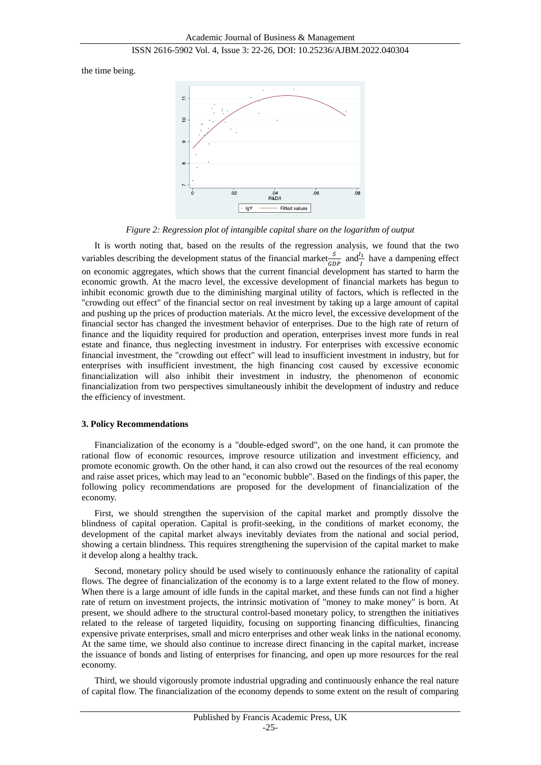the time being.

*Figure 2: Regression plot of intangible capital share on the logarithm of output*

It is worth noting that, based on the results of the regression analysis, we found that the two variables describing the development status of the financial market $\frac{S}{GDP}$ and $\frac{I_1}{I}$ have a dampening effect on economic aggregates, which shows that the current financial development has started to harm the economic growth. At the macro level, the excessive development of financial markets has begun to inhibit economic growth due to the diminishing marginal utility of factors, which is reflected in the "crowding out effect" of the financial sector on real investment by taking up a large amount of capital and pushing up the prices of production materials. At the micro level, the excessive development of the financial sector has changed the investment behavior of enterprises. Due to the high rate of return of finance and the liquidity required for production and operation, enterprises invest more funds in real estate and finance, thus neglecting investment in industry. For enterprises with excessive economic financial investment, the "crowding out effect" will lead to insufficient investment in industry, but for enterprises with insufficient investment, the high financing cost caused by excessive economic financialization will also inhibit their investment in industry, the phenomenon of economic financialization from two perspectives simultaneously inhibit the development of industry and reduce the efficiency of investment.

## 3. Policy Recommendations

Financialization of the economy is a "double-edged sword", on the one hand, it can promote the rational flow of economic resources, improve resource utilization and investment efficiency, and promote economic growth. On the other hand, it can also crowd out the resources of the real economy and raise asset prices, which may lead to an "economic bubble". Based on the findings of this paper, the following policy recommendations are proposed for the development of financialization of the economy.

First, we should strengthen the supervision of the capital market and promptly dissolve the blindness of capital operation. Capital is profit-seeking, in the conditions of market economy, the development of the capital market always inevitably deviates from the national and social period, showing a certain blindness. This requires strengthening the supervision of the capital market to make it develop along a healthy track.

Second, monetary policy should be used wisely to continuously enhance the rationality of capital flows. The degree of financialization of the economy is to a large extent related to the flow of money. When there is a large amount of idle funds in the capital market, and these funds can not find a higher rate of return on investment projects, the intrinsic motivation of "money to make money" is born. At present, we should adhere to the structural control-based monetary policy, to strengthen the initiatives related to the release of targeted liquidity, focusing on supporting financing difficulties, financing expensive private enterprises, small and micro enterprises and other weak links in the national economy. At the same time, we should also continue to increase direct financing in the capital market, increase the issuance of bonds and listing of enterprises for financing, and open up more resources for the real economy.

Third, we should vigorously promote industrial upgrading and continuously enhance the real nature of capital flow. The financialization of the economy depends to some extent on the result of comparing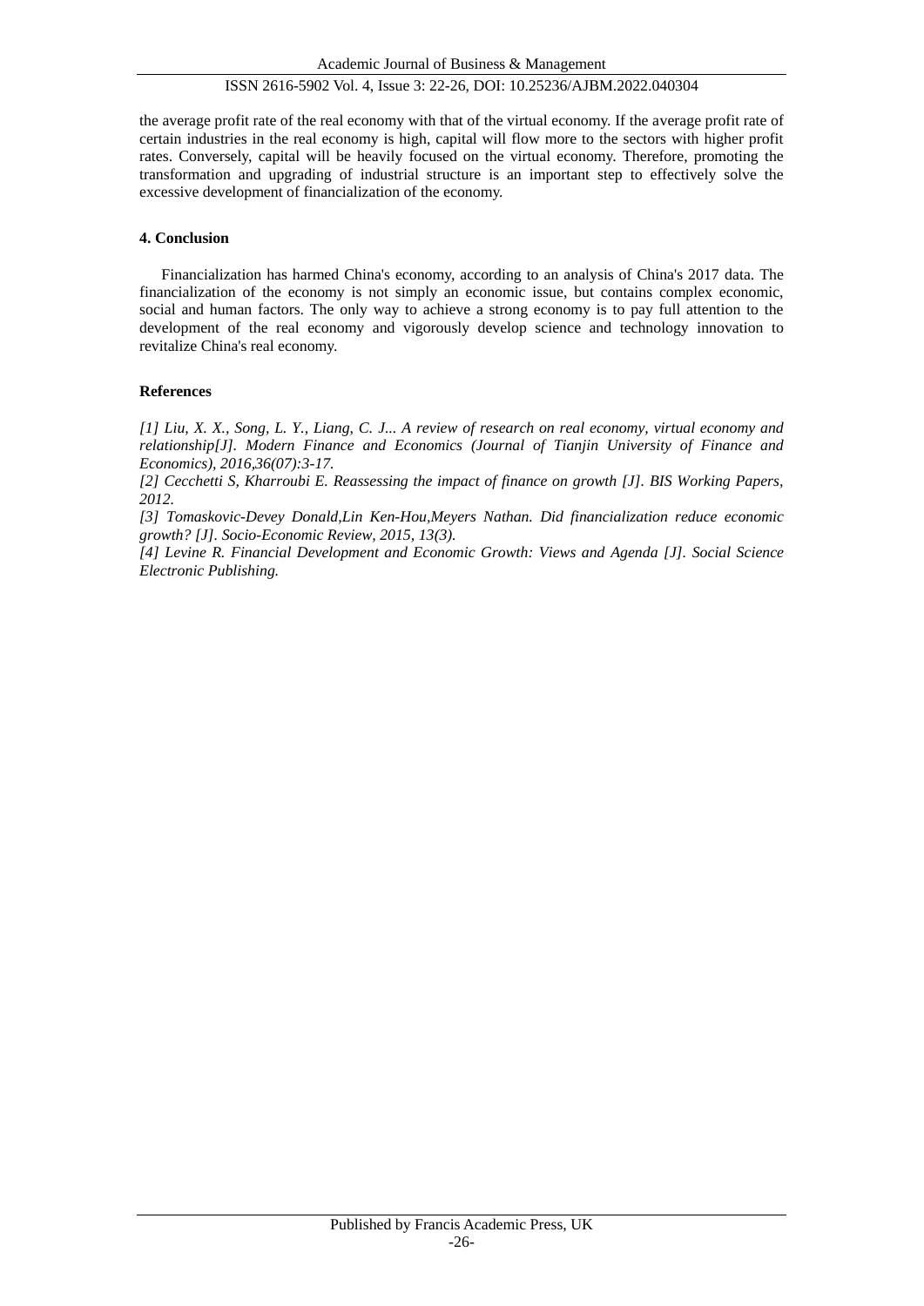the average profit rate of the real economy with that of the virtual economy. If the average profit rate of certain industries in the real economy is high, capital will flow more to the sectors with higher profit rates. Conversely, capital will be heavily focused on the virtual economy. Therefore, promoting the transformation and upgrading of industrial structure is an important step to effectively solve the excessive development of financialization of the economy.

## 4. Conclusion

Financialization has harmed China's economy, according to an analysis of China's 2017 data. The financialization of the economy is not simply an economic issue, but contains complex economic, social and human factors. The only way to achieve a strong economy is to pay full attention to the development of the real economy and vigorously develop science and technology innovation to revitalize China's real economy.

## References

*[1] Liu, X. X., Song, L. Y., Liang, C. J... A review of research on real economy, virtual economy and relationship[J]. Modern Finance and Economics (Journal of Tianjin University of Finance and Economics), 2016,36(07):3-17.*

*[2] Cecchetti S, Kharroubi E. Reassessing the impact of finance on growth [J]. BIS Working Papers, 2012.*

*[3] Tomaskovic-Devey Donald,Lin Ken-Hou,Meyers Nathan. Did financialization reduce economic growth? [J]. Socio-Economic Review, 2015, 13(3).*

*[4] Levine R. Financial Development and Economic Growth: Views and Agenda [J]. Social Science Electronic Publishing.*